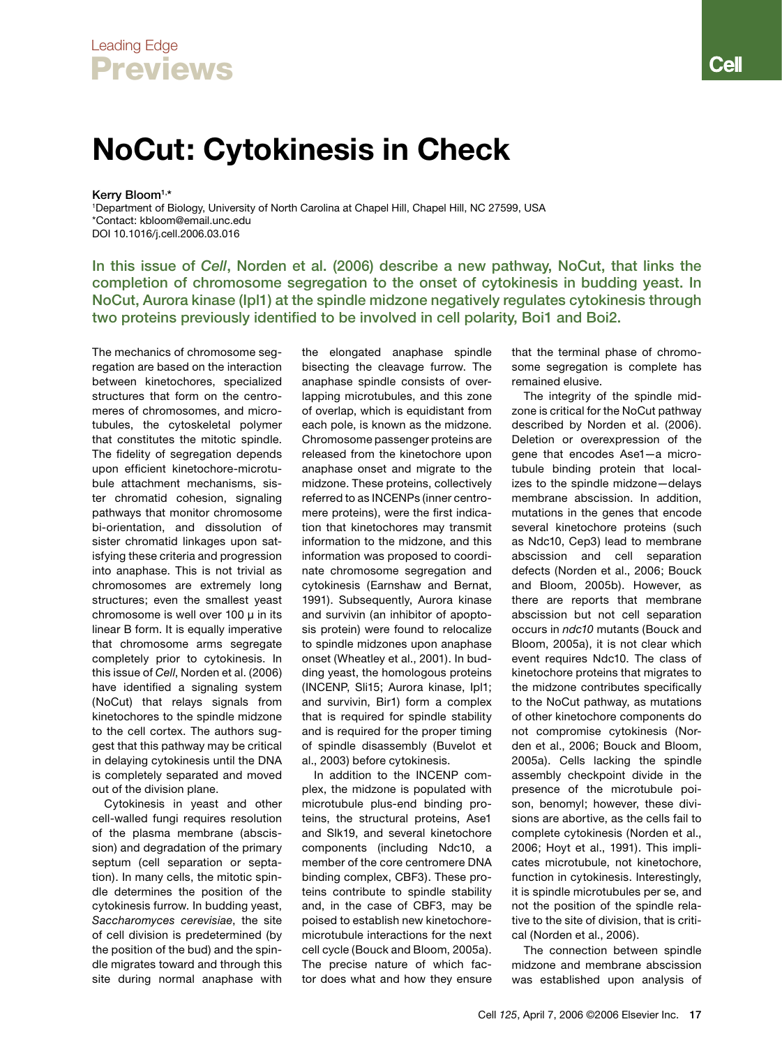# NoCut: Cytokinesis in Check

**Kerry Bloom**[1,*]

[1]Department of Biology, University of North Carolina at Chapel Hill, Chapel Hill, NC 27599, USA
*Contact: kbloom@email.unc.edu
DOI 10.1016/j.cell.2006.03.016

**In this issue of *Cell*, Norden et al. (2006) describe a new pathway, NoCut, that links the completion of chromosome segregation to the onset of cytokinesis in budding yeast. In NoCut, Aurora kinase (Ipl1) at the spindle midzone negatively regulates cytokinesis through two proteins previously identified to be involved in cell polarity, Boi1 and Boi2.**

The mechanics of chromosome segregation are based on the interaction between kinetochores, specialized structures that form on the centromeres of chromosomes, and microtubules, the cytoskeletal polymer that constitutes the mitotic spindle. The fidelity of segregation depends upon efficient kinetochore-microtubule attachment mechanisms, sister chromatid cohesion, signaling pathways that monitor chromosome bi-orientation, and dissolution of sister chromatid linkages upon satisfying these criteria and progression into anaphase. This is not trivial as chromosomes are extremely long structures; even the smallest yeast chromosome is well over 100 μ in its linear B form. It is equally imperative that chromosome arms segregate completely prior to cytokinesis. In this issue of *Cell*, Norden et al. (2006) have identified a signaling system (NoCut) that relays signals from kinetochores to the spindle midzone to the cell cortex. The authors suggest that this pathway may be critical in delaying cytokinesis until the DNA is completely separated and moved out of the division plane.

Cytokinesis in yeast and other cell-walled fungi requires resolution of the plasma membrane (abscission) and degradation of the primary septum (cell separation or septation). In many cells, the mitotic spindle determines the position of the cytokinesis furrow. In budding yeast, *Saccharomyces cerevisiae*, the site of cell division is predetermined (by the position of the bud) and the spindle migrates toward and through this site during normal anaphase with the elongated anaphase spindle bisecting the cleavage furrow. The anaphase spindle consists of overlapping microtubules, and this zone of overlap, which is equidistant from each pole, is known as the midzone. Chromosome passenger proteins are released from the kinetochore upon anaphase onset and migrate to the midzone. These proteins, collectively referred to as INCENPs (inner centromere proteins), were the first indication that kinetochores may transmit information to the midzone, and this information was proposed to coordinate chromosome segregation and cytokinesis (Earnshaw and Bernat, 1991). Subsequently, Aurora kinase and survivin (an inhibitor of apoptosis protein) were found to relocalize to spindle midzones upon anaphase onset (Wheatley et al., 2001). In budding yeast, the homologous proteins (INCENP, Sli15; Aurora kinase, Ipl1; and survivin, Bir1) form a complex that is required for spindle stability and is required for the proper timing of spindle disassembly (Buvelot et al., 2003) before cytokinesis.

In addition to the INCENP complex, the midzone is populated with microtubule plus-end binding proteins, the structural proteins, Ase1 and Slk19, and several kinetochore components (including Ndc10, a member of the core centromere DNA binding complex, CBF3). These proteins contribute to spindle stability and, in the case of CBF3, may be poised to establish new kinetochore-microtubule interactions for the next cell cycle (Bouck and Bloom, 2005a). The precise nature of which factor does what and how they ensure that the terminal phase of chromosome segregation is complete has remained elusive.

The integrity of the spindle midzone is critical for the NoCut pathway described by Norden et al. (2006). Deletion or overexpression of the gene that encodes Ase1—a microtubule binding protein that localizes to the spindle midzone—delays membrane abscission. In addition, mutations in the genes that encode several kinetochore proteins (such as Ndc10, Cep3) lead to membrane abscission and cell separation defects (Norden et al., 2006; Bouck and Bloom, 2005b). However, as there are reports that membrane abscission but not cell separation occurs in *ndc10* mutants (Bouck and Bloom, 2005a), it is not clear which event requires Ndc10. The class of kinetochore proteins that migrates to the midzone contributes specifically to the NoCut pathway, as mutations of other kinetochore components do not compromise cytokinesis (Norden et al., 2006; Bouck and Bloom, 2005a). Cells lacking the spindle assembly checkpoint divide in the presence of the microtubule poison, benomyl; however, these divisions are abortive, as the cells fail to complete cytokinesis (Norden et al., 2006; Hoyt et al., 1991). This implicates microtubule, not kinetochore, function in cytokinesis. Interestingly, it is spindle microtubules per se, and not the position of the spindle relative to the site of division, that is critical (Norden et al., 2006).

The connection between spindle midzone and membrane abscission was established upon analysis of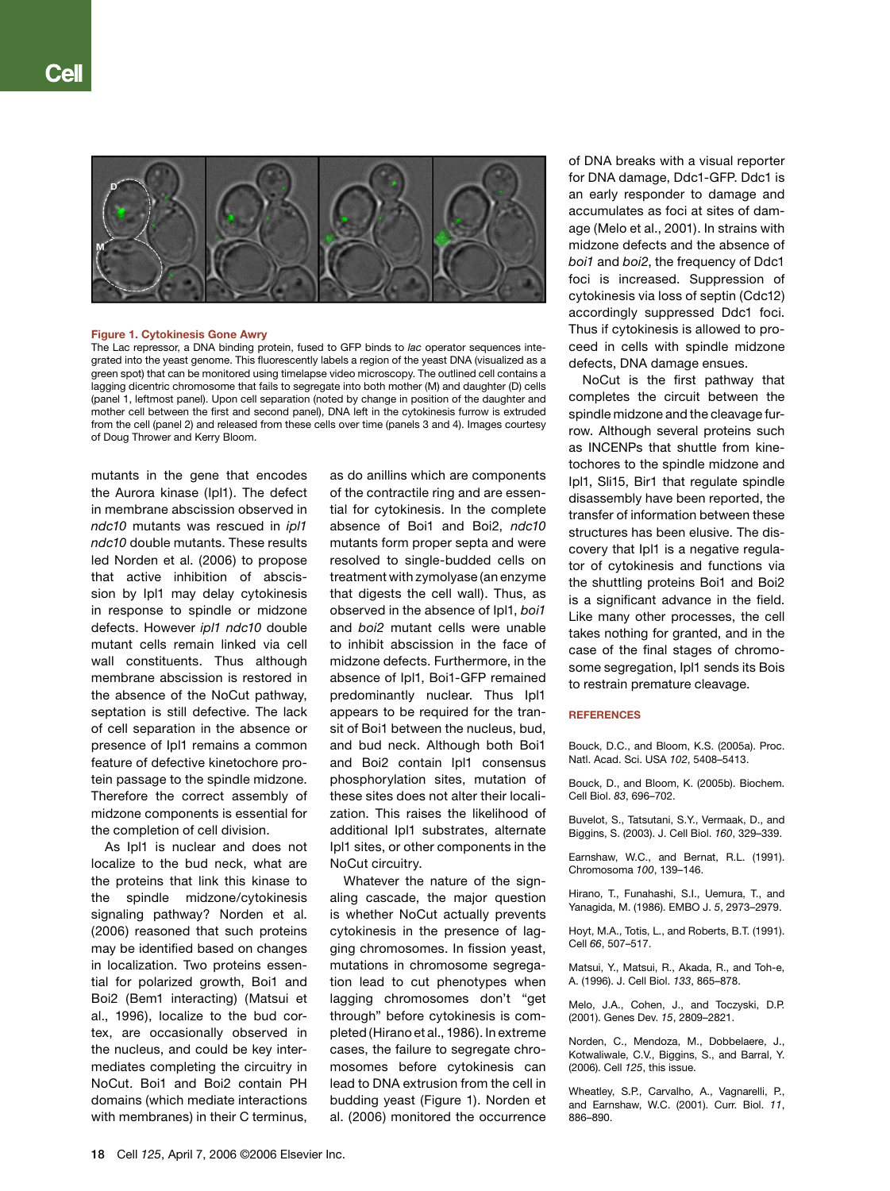**Figure 1. Cytokinesis Gone Awry**

The Lac repressor, a DNA binding protein, fused to GFP binds to *lac* operator sequences integrated into the yeast genome. This fluorescently labels a region of the yeast DNA (visualized as a green spot) that can be monitored using timelapse video microscopy. The outlined cell contains a lagging dicentric chromosome that fails to segregate into both mother (M) and daughter (D) cells (panel 1, leftmost panel). Upon cell separation (noted by change in position of the daughter and mother cell between the first and second panel), DNA left in the cytokinesis furrow is extruded from the cell (panel 2) and released from these cells over time (panels 3 and 4). Images courtesy of Doug Thrower and Kerry Bloom.

mutants in the gene that encodes the Aurora kinase (Ipl1). The defect in membrane abscission observed in *ndc10* mutants was rescued in *ipl1 ndc10* double mutants. These results led Norden et al. (2006) to propose that active inhibition of abscission by Ipl1 may delay cytokinesis in response to spindle or midzone defects. However *ipl1 ndc10* double mutant cells remain linked via cell wall constituents. Thus although membrane abscission is restored in the absence of the NoCut pathway, septation is still defective. The lack of cell separation in the absence or presence of Ipl1 remains a common feature of defective kinetochore protein passage to the spindle midzone. Therefore the correct assembly of midzone components is essential for the completion of cell division.

As Ipl1 is nuclear and does not localize to the bud neck, what are the proteins that link this kinase to the spindle midzone/cytokinesis signaling pathway? Norden et al. (2006) reasoned that such proteins may be identified based on changes in localization. Two proteins essential for polarized growth, Boi1 and Boi2 (Bem1 interacting) (Matsui et al., 1996), localize to the bud cortex, are occasionally observed in the nucleus, and could be key intermediates completing the circuitry in NoCut. Boi1 and Boi2 contain PH domains (which mediate interactions with membranes) in their C terminus, as do anillins which are components of the contractile ring and are essential for cytokinesis. In the complete absence of Boi1 and Boi2, *ndc10* mutants form proper septa and were resolved to single-budded cells on treatment with zymolyase (an enzyme that digests the cell wall). Thus, as observed in the absence of Ipl1, *boi1* and *boi2* mutant cells were unable to inhibit abscission in the face of midzone defects. Furthermore, in the absence of Ipl1, Boi1-GFP remained predominantly nuclear. Thus Ipl1 appears to be required for the transit of Boi1 between the nucleus, bud, and bud neck. Although both Boi1 and Boi2 contain Ipl1 consensus phosphorylation sites, mutation of these sites does not alter their localization. This raises the likelihood of additional Ipl1 substrates, alternate Ipl1 sites, or other components in the NoCut circuitry.

Whatever the nature of the signaling cascade, the major question is whether NoCut actually prevents cytokinesis in the presence of lagging chromosomes. In fission yeast, mutations in chromosome segregation that fail to cut phenotypes when lagging chromosomes don't "get through" before cytokinesis is completed (Hirano et al., 1986). In extreme cases, the failure to segregate chromosomes before cytokinesis can lead to DNA extrusion from the cell in budding yeast (Figure 1). Norden et al. (2006) monitored the occurrence of DNA breaks with a visual reporter for DNA damage, Ddc1-GFP. Ddc1 is an early responder to damage and accumulates as foci at sites of damage (Melo et al., 2001). In strains with midzone defects and the absence of *boi1* and *boi2*, the frequency of Ddc1 foci is increased. Suppression of cytokinesis via loss of septin (Cdc12) accordingly suppressed Ddc1 foci. Thus if cytokinesis is allowed to proceed in cells with spindle midzone defects, DNA damage ensues.

NoCut is the first pathway that completes the circuit between the spindle midzone and the cleavage furrow. Although several proteins such as INCENPs that shuttle from kinetochores to the spindle midzone and Ipl1, Sli15, Bir1 that regulate spindle disassembly have been reported, the transfer of information between these structures has been elusive. The discovery that Ipl1 is a negative regulator of cytokinesis and functions via the shuttling proteins Boi1 and Boi2 is a significant advance in the field. Like many other processes, the cell takes nothing for granted, and in the case of the final stages of chromosome segregation, Ipl1 sends its Bois to restrain premature cleavage.

## REFERENCES

Bouck, D.C., and Bloom, K.S. (2005a). Proc. Natl. Acad. Sci. USA *102*, 5408–5413.

Bouck, D., and Bloom, K. (2005b). Biochem. Cell Biol. *83*, 696–702.

Buvelot, S., Tatsutani, S.Y., Vermaak, D., and Biggins, S. (2003). J. Cell Biol. *160*, 329–339.

Earnshaw, W.C., and Bernat, R.L. (1991). Chromosoma *100*, 139–146.

Hirano, T., Funahashi, S.I., Uemura, T., and Yanagida, M. (1986). EMBO J. *5*, 2973–2979.

Hoyt, M.A., Totis, L., and Roberts, B.T. (1991). Cell *66*, 507–517.

Matsui, Y., Matsui, R., Akada, R., and Toh-e, A. (1996). J. Cell Biol. *133*, 865–878.

Melo, J.A., Cohen, J., and Toczyski, D.P. (2001). Genes Dev. *15*, 2809–2821.

Norden, C., Mendoza, M., Dobbelaere, J., Kotwaliwale, C.V., Biggins, S., and Barral, Y. (2006). Cell *125*, this issue.

Wheatley, S.P., Carvalho, A., Vagnarelli, P., and Earnshaw, W.C. (2001). Curr. Biol. *11*, 886–890.